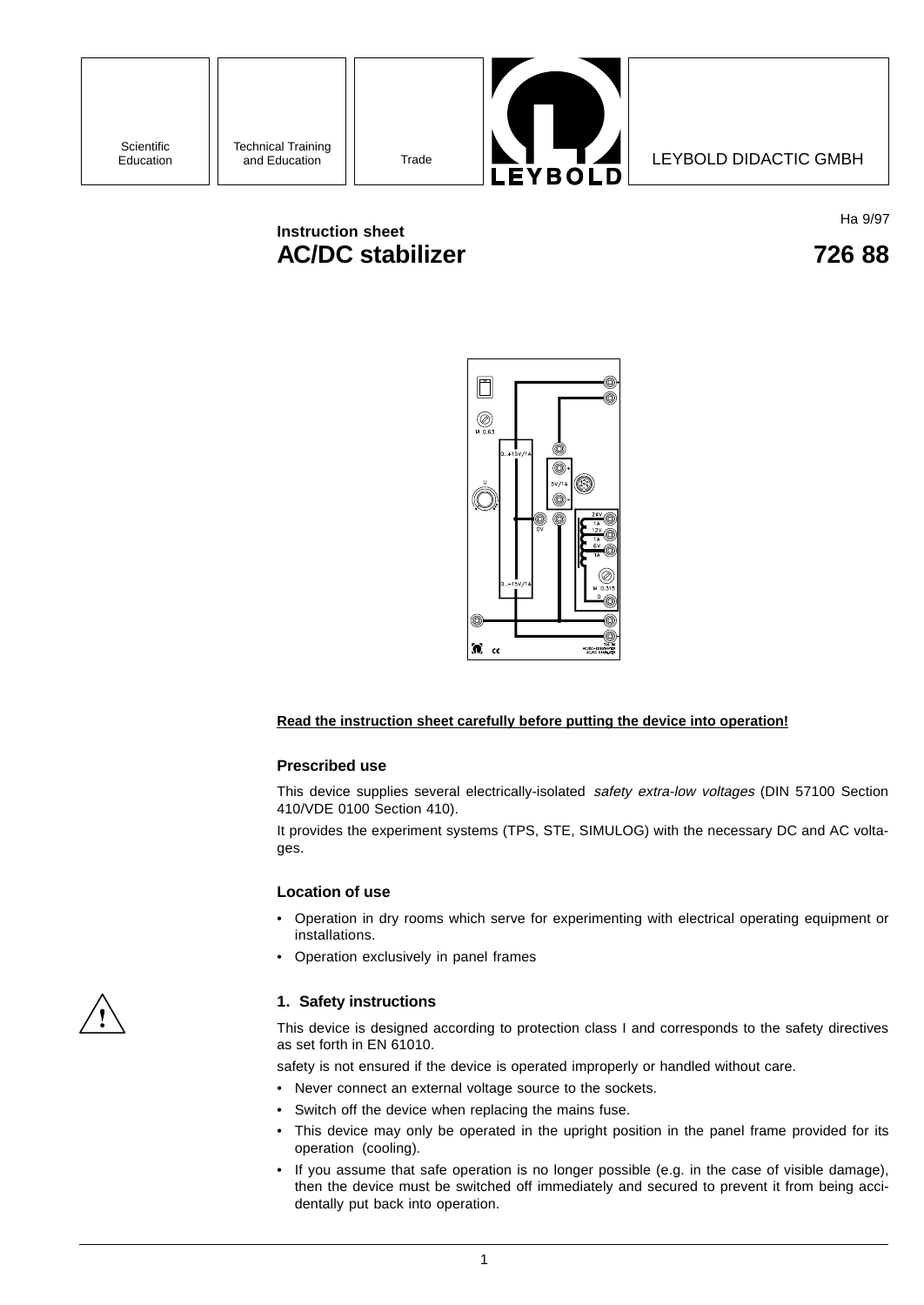Scientific Education | Technical Training and Education | Trade | LEYBOLD DIDACTIC GMBH

Ha 9/97

**Instruction sheet**

# AC/DC stabilizer 726 88

**Read the instruction sheet carefully before putting the device into operation!**

### Prescribed use

This device supplies several electrically-isolated *safety extra-low voltages* (DIN 57100 Section 410/VDE 0100 Section 410).

It provides the experiment systems (TPS, STE, SIMULOG) with the necessary DC and AC voltages.

### Location of use

- Operation in dry rooms which serve for experimenting with electrical operating equipment or installations.
- Operation exclusively in panel frames

### 1. Safety instructions

This device is designed according to protection class I and corresponds to the safety directives as set forth in EN 61010.

safety is not ensured if the device is operated improperly or handled without care.

- Never connect an external voltage source to the sockets.
- Switch off the device when replacing the mains fuse.
- This device may only be operated in the upright position in the panel frame provided for its operation (cooling).
- If you assume that safe operation is no longer possible (e.g. in the case of visible damage), then the device must be switched off immediately and secured to prevent it from being accidentally put back into operation.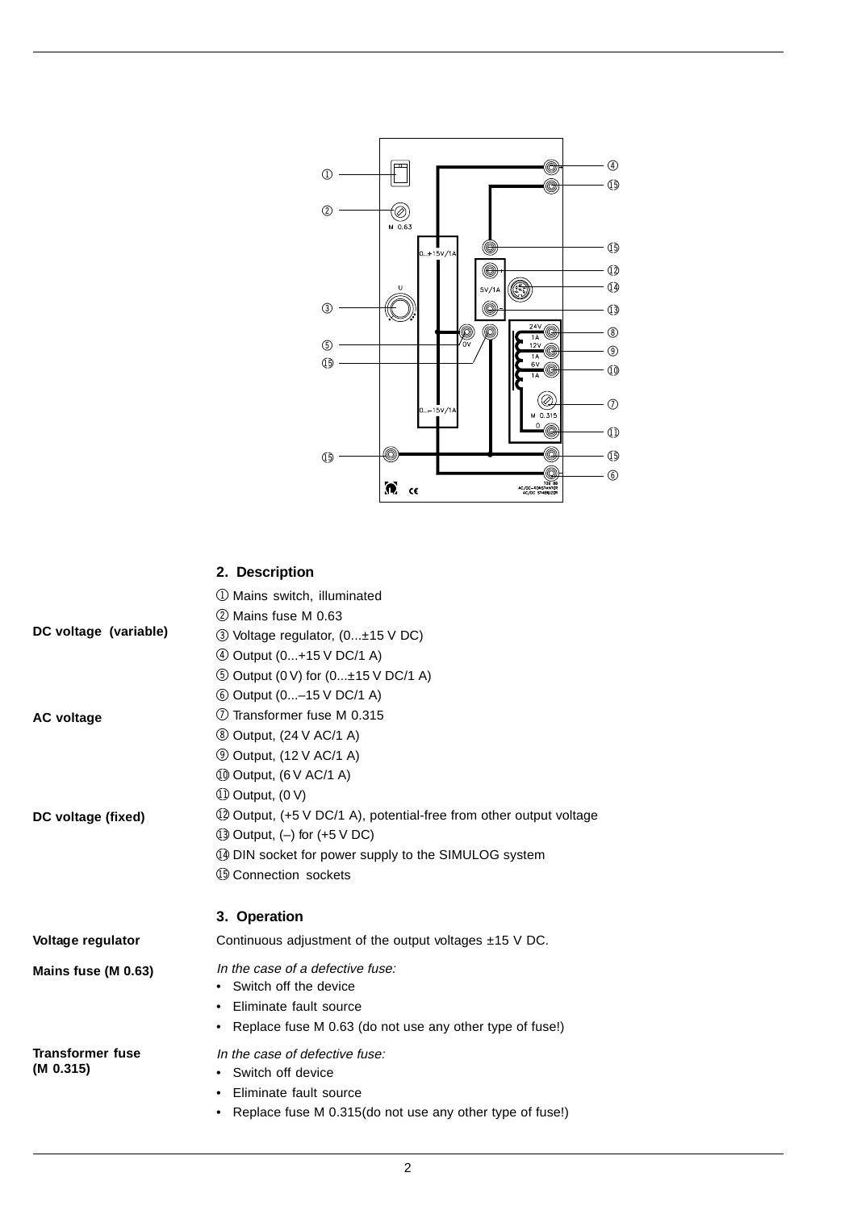## 2. Description

① Mains switch, illuminated

② Mains fuse M 0.63

**DC voltage (variable)**

③ Voltage regulator, (0...±15 V DC)

④ Output (0...+15 V DC/1 A)

⑤ Output (0 V) for (0...±15 V DC/1 A)

⑥ Output (0...–15 V DC/1 A)

**AC voltage**

⑦ Transformer fuse M 0.315

⑧ Output, (24 V AC/1 A)

⑨ Output, (12 V AC/1 A)

⑩ Output, (6 V AC/1 A)

⑪ Output, (0 V)

**DC voltage (fixed)**

⑫ Output, (+5 V DC/1 A), potential-free from other output voltage

⑬ Output, (–) for (+5 V DC)

⑭ DIN socket for power supply to the SIMULOG system

⑮ Connection sockets

## 3. Operation

**Voltage regulator**

Continuous adjustment of the output voltages ±15 V DC.

**Mains fuse (M 0.63)**

*In the case of a defective fuse:*

- Switch off the device
- Eliminate fault source
- Replace fuse M 0.63 (do not use any other type of fuse!)

**Transformer fuse (M 0.315)**

*In the case of defective fuse:*

- Switch off device
- Eliminate fault source
- Replace fuse M 0.315(do not use any other type of fuse!)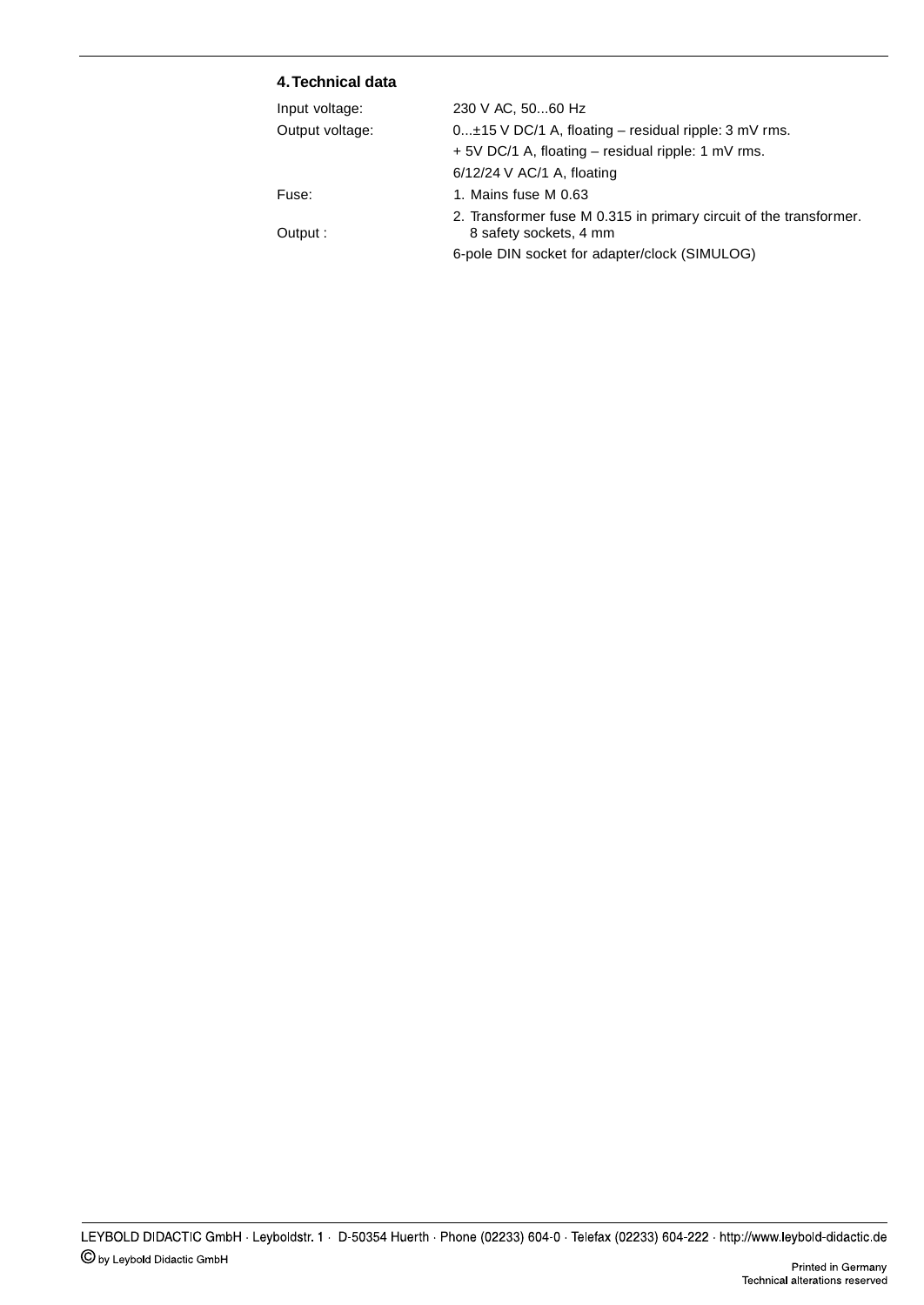## 4. Technical data

| | |
|---|---|
| Input voltage: | 230 V AC, 50...60 Hz |
| Output voltage: | 0...±15 V DC/1 A, floating – residual ripple: 3 mV rms. |
| | + 5V DC/1 A, floating – residual ripple: 1 mV rms. |
| | 6/12/24 V AC/1 A, floating |
| Fuse: | 1. Mains fuse M 0.63 |
| | 2. Transformer fuse M 0.315 in primary circuit of the transformer. |
| Output : | 8 safety sockets, 4 mm |
| | 6-pole DIN socket for adapter/clock (SIMULOG) |

LEYBOLD DIDACTIC GmbH · Leyboldstr. 1 · D-50354 Huerth · Phone (02233) 604-0 · Telefax (02233) 604-222 · http://www.leybold-didactic.de

© by Leybold Didactic GmbH

Printed in Germany
Technical alterations reserved